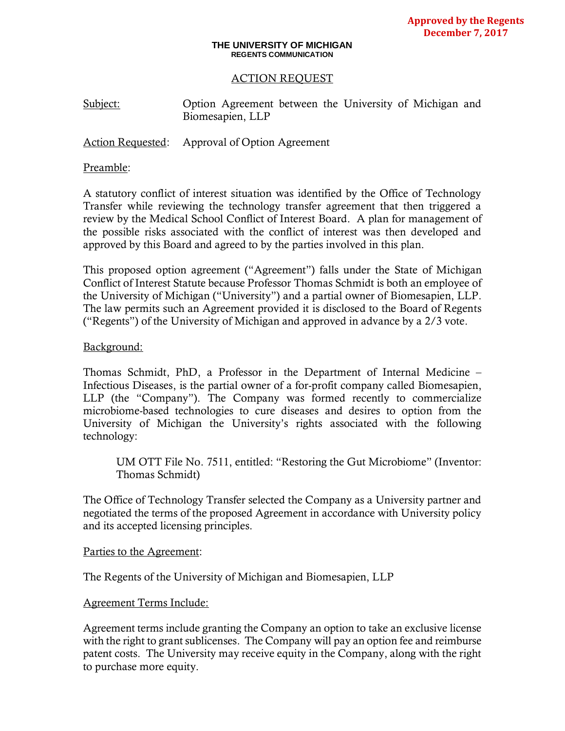**Approved by the Regents**
**December 7, 2017**

**THE UNIVERSITY OF MICHIGAN**
**REGENTS COMMUNICATION**

# ACTION REQUEST

Subject: Option Agreement between the University of Michigan and Biomesapien, LLP

Action Requested: Approval of Option Agreement

Preamble:

A statutory conflict of interest situation was identified by the Office of Technology Transfer while reviewing the technology transfer agreement that then triggered a review by the Medical School Conflict of Interest Board. A plan for management of the possible risks associated with the conflict of interest was then developed and approved by this Board and agreed to by the parties involved in this plan.

This proposed option agreement ("Agreement") falls under the State of Michigan Conflict of Interest Statute because Professor Thomas Schmidt is both an employee of the University of Michigan ("University") and a partial owner of Biomesapien, LLP. The law permits such an Agreement provided it is disclosed to the Board of Regents ("Regents") of the University of Michigan and approved in advance by a 2/3 vote.

Background:

Thomas Schmidt, PhD, a Professor in the Department of Internal Medicine – Infectious Diseases, is the partial owner of a for-profit company called Biomesapien, LLP (the "Company"). The Company was formed recently to commercialize microbiome-based technologies to cure diseases and desires to option from the University of Michigan the University's rights associated with the following technology:

> UM OTT File No. 7511, entitled: "Restoring the Gut Microbiome" (Inventor: Thomas Schmidt)

The Office of Technology Transfer selected the Company as a University partner and negotiated the terms of the proposed Agreement in accordance with University policy and its accepted licensing principles.

Parties to the Agreement:

The Regents of the University of Michigan and Biomesapien, LLP

Agreement Terms Include:

Agreement terms include granting the Company an option to take an exclusive license with the right to grant sublicenses. The Company will pay an option fee and reimburse patent costs. The University may receive equity in the Company, along with the right to purchase more equity.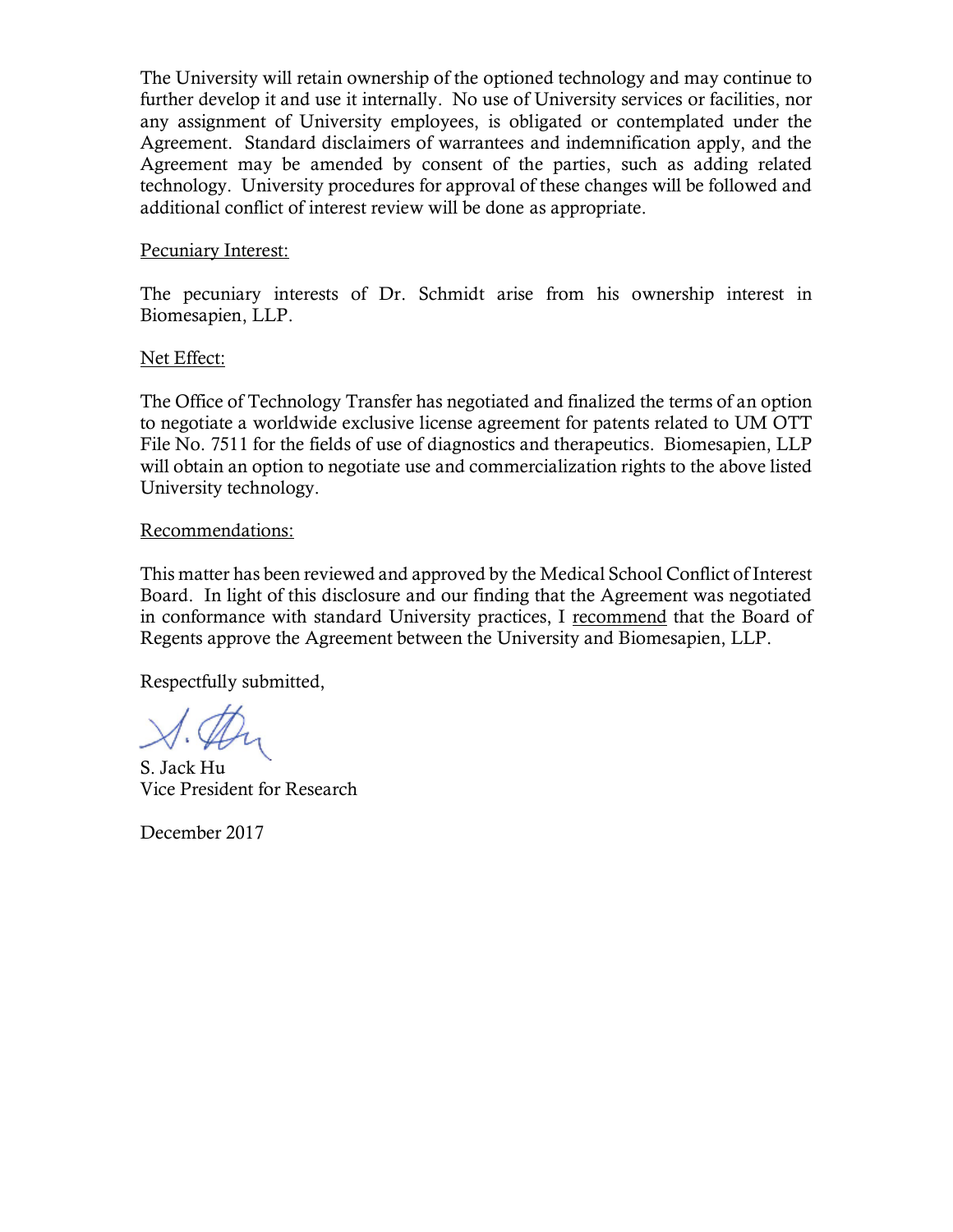The University will retain ownership of the optioned technology and may continue to further develop it and use it internally. No use of University services or facilities, nor any assignment of University employees, is obligated or contemplated under the Agreement. Standard disclaimers of warrantees and indemnification apply, and the Agreement may be amended by consent of the parties, such as adding related technology. University procedures for approval of these changes will be followed and additional conflict of interest review will be done as appropriate.

Pecuniary Interest:

The pecuniary interests of Dr. Schmidt arise from his ownership interest in Biomesapien, LLP.

Net Effect:

The Office of Technology Transfer has negotiated and finalized the terms of an option to negotiate a worldwide exclusive license agreement for patents related to UM OTT File No. 7511 for the fields of use of diagnostics and therapeutics. Biomesapien, LLP will obtain an option to negotiate use and commercialization rights to the above listed University technology.

Recommendations:

This matter has been reviewed and approved by the Medical School Conflict of Interest Board. In light of this disclosure and our finding that the Agreement was negotiated in conformance with standard University practices, I recommend that the Board of Regents approve the Agreement between the University and Biomesapien, LLP.

Respectfully submitted,

S. Jack Hu
Vice President for Research

December 2017